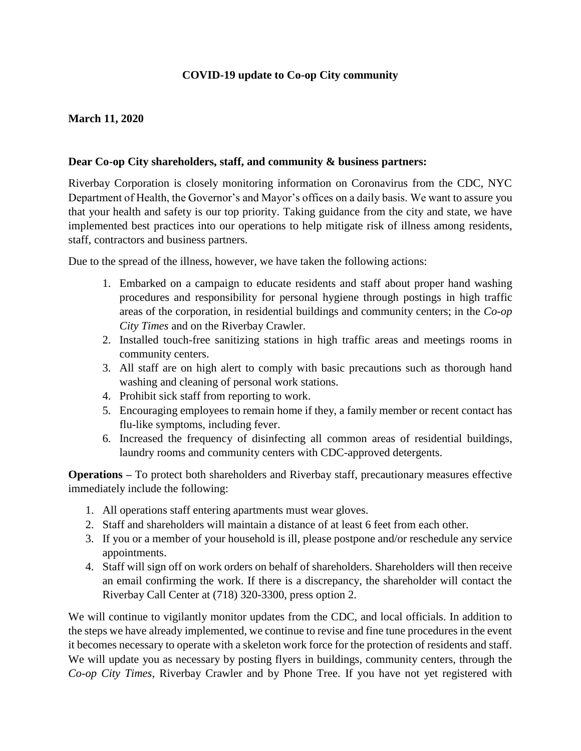**COVID-19 update to Co-op City community**

**March 11, 2020**

**Dear Co-op City shareholders, staff, and community & business partners:**

Riverbay Corporation is closely monitoring information on Coronavirus from the CDC, NYC Department of Health, the Governor's and Mayor's offices on a daily basis. We want to assure you that your health and safety is our top priority. Taking guidance from the city and state, we have implemented best practices into our operations to help mitigate risk of illness among residents, staff, contractors and business partners.

Due to the spread of the illness, however, we have taken the following actions:

1. Embarked on a campaign to educate residents and staff about proper hand washing procedures and responsibility for personal hygiene through postings in high traffic areas of the corporation, in residential buildings and community centers; in the *Co-op City Times* and on the Riverbay Crawler.
2. Installed touch-free sanitizing stations in high traffic areas and meetings rooms in community centers.
3. All staff are on high alert to comply with basic precautions such as thorough hand washing and cleaning of personal work stations.
4. Prohibit sick staff from reporting to work.
5. Encouraging employees to remain home if they, a family member or recent contact has flu-like symptoms, including fever.
6. Increased the frequency of disinfecting all common areas of residential buildings, laundry rooms and community centers with CDC-approved detergents.

**Operations –** To protect both shareholders and Riverbay staff, precautionary measures effective immediately include the following:

1. All operations staff entering apartments must wear gloves.
2. Staff and shareholders will maintain a distance of at least 6 feet from each other.
3. If you or a member of your household is ill, please postpone and/or reschedule any service appointments.
4. Staff will sign off on work orders on behalf of shareholders. Shareholders will then receive an email confirming the work. If there is a discrepancy, the shareholder will contact the Riverbay Call Center at (718) 320-3300, press option 2.

We will continue to vigilantly monitor updates from the CDC, and local officials. In addition to the steps we have already implemented, we continue to revise and fine tune procedures in the event it becomes necessary to operate with a skeleton work force for the protection of residents and staff. We will update you as necessary by posting flyers in buildings, community centers, through the *Co-op City Times*, Riverbay Crawler and by Phone Tree. If you have not yet registered with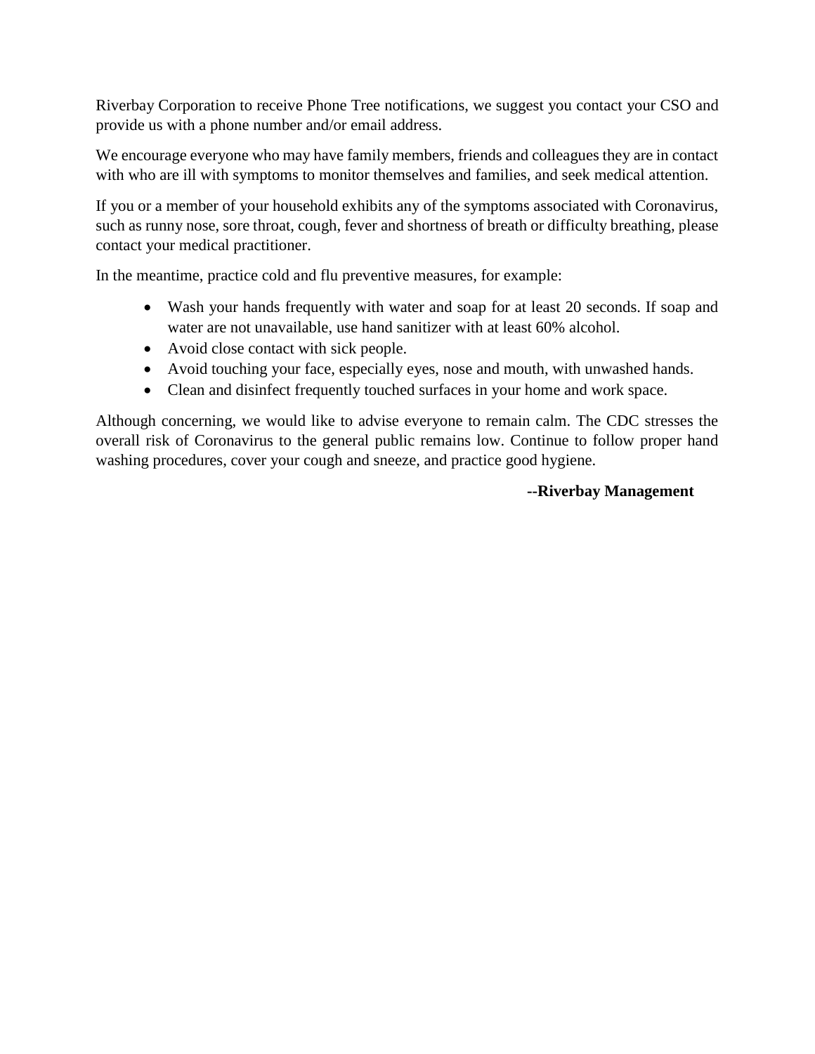Riverbay Corporation to receive Phone Tree notifications, we suggest you contact your CSO and provide us with a phone number and/or email address.

We encourage everyone who may have family members, friends and colleagues they are in contact with who are ill with symptoms to monitor themselves and families, and seek medical attention.

If you or a member of your household exhibits any of the symptoms associated with Coronavirus, such as runny nose, sore throat, cough, fever and shortness of breath or difficulty breathing, please contact your medical practitioner.

In the meantime, practice cold and flu preventive measures, for example:

- Wash your hands frequently with water and soap for at least 20 seconds. If soap and water are not unavailable, use hand sanitizer with at least 60% alcohol.
- Avoid close contact with sick people.
- Avoid touching your face, especially eyes, nose and mouth, with unwashed hands.
- Clean and disinfect frequently touched surfaces in your home and work space.

Although concerning, we would like to advise everyone to remain calm. The CDC stresses the overall risk of Coronavirus to the general public remains low. Continue to follow proper hand washing procedures, cover your cough and sneeze, and practice good hygiene.

**--Riverbay Management**